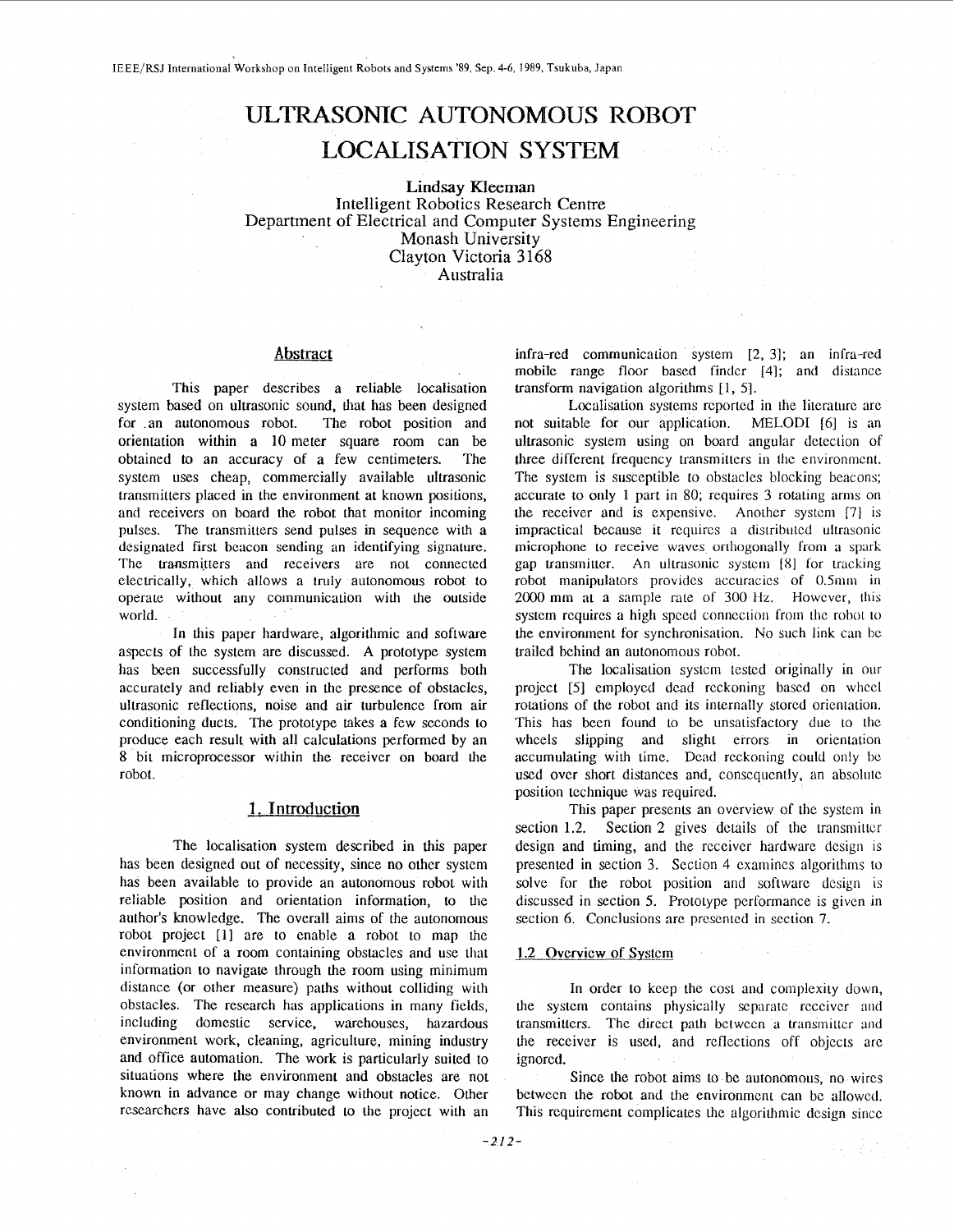# ULTRASONIC AUTONOMOUS ROBOT LOCALISATION SYSTEM

**Lindsay Kleeman**
Intelligent Robotics Research Centre
Department of Electrical and Computer Systems Engineering
Monash University
Clayton Victoria 3168
Australia

## Abstract

This paper describes a reliable localisation system based on ultrasonic sound, that has been designed for an autonomous robot. The robot position and orientation within a 10 meter square room can be obtained to an accuracy of a few centimeters. The system uses cheap, commercially available ultrasonic transmitters placed in the environment at known positions, and receivers on board the robot that monitor incoming pulses. The transmitters send pulses in sequence with a designated first beacon sending an identifying signature. The transmitters and receivers are not connected electrically, which allows a truly autonomous robot to operate without any communication with the outside world.

In this paper hardware, algorithmic and software aspects of the system are discussed. A prototype system has been successfully constructed and performs both accurately and reliably even in the presence of obstacles, ultrasonic reflections, noise and air turbulence from air conditioning ducts. The prototype takes a few seconds to produce each result with all calculations performed by an 8 bit microprocessor within the receiver on board the robot.

## 1. Introduction

The localisation system described in this paper has been designed out of necessity, since no other system has been available to provide an autonomous robot with reliable position and orientation information, to the author's knowledge. The overall aims of the autonomous robot project [1] are to enable a robot to map the environment of a room containing obstacles and use that information to navigate through the room using minimum distance (or other measure) paths without colliding with obstacles. The research has applications in many fields, including domestic service, warehouses, hazardous environment work, cleaning, agriculture, mining industry and office automation. The work is particularly suited to situations where the environment and obstacles are not known in advance or may change without notice. Other researchers have also contributed to the project with an infra-red communication system [2, 3]; an infra-red mobile range floor based finder [4]; and distance transform navigation algorithms [1, 5].

Localisation systems reported in the literature are not suitable for our application. MELODI [6] is an ultrasonic system using on board angular detection of three different frequency transmitters in the environment. The system is susceptible to obstacles blocking beacons; accurate to only 1 part in 80; requires 3 rotating arms on the receiver and is expensive. Another system [7] is impractical because it requires a distributed ultrasonic microphone to receive waves orthogonally from a spark gap transmitter. An ultrasonic system [8] for tracking robot manipulators provides accuracies of 0.5mm in 2000 mm at a sample rate of 300 Hz. However, this system requires a high speed connection from the robot to the environment for synchronisation. No such link can be trailed behind an autonomous robot.

The localisation system tested originally in our project [5] employed dead reckoning based on wheel rotations of the robot and its internally stored orientation. This has been found to be unsatisfactory due to the wheels slipping and slight errors in orientation accumulating with time. Dead reckoning could only be used over short distances and, consequently, an absolute position technique was required.

This paper presents an overview of the system in section 1.2. Section 2 gives details of the transmitter design and timing, and the receiver hardware design is presented in section 3. Section 4 examines algorithms to solve for the robot position and software design is discussed in section 5. Prototype performance is given in section 6. Conclusions are presented in section 7.

### 1.2 Overview of System

In order to keep the cost and complexity down, the system contains physically separate receiver and transmitters. The direct path between a transmitter and the receiver is used, and reflections off objects are ignored.

Since the robot aims to be autonomous, no wires between the robot and the environment can be allowed. This requirement complicates the algorithmic design since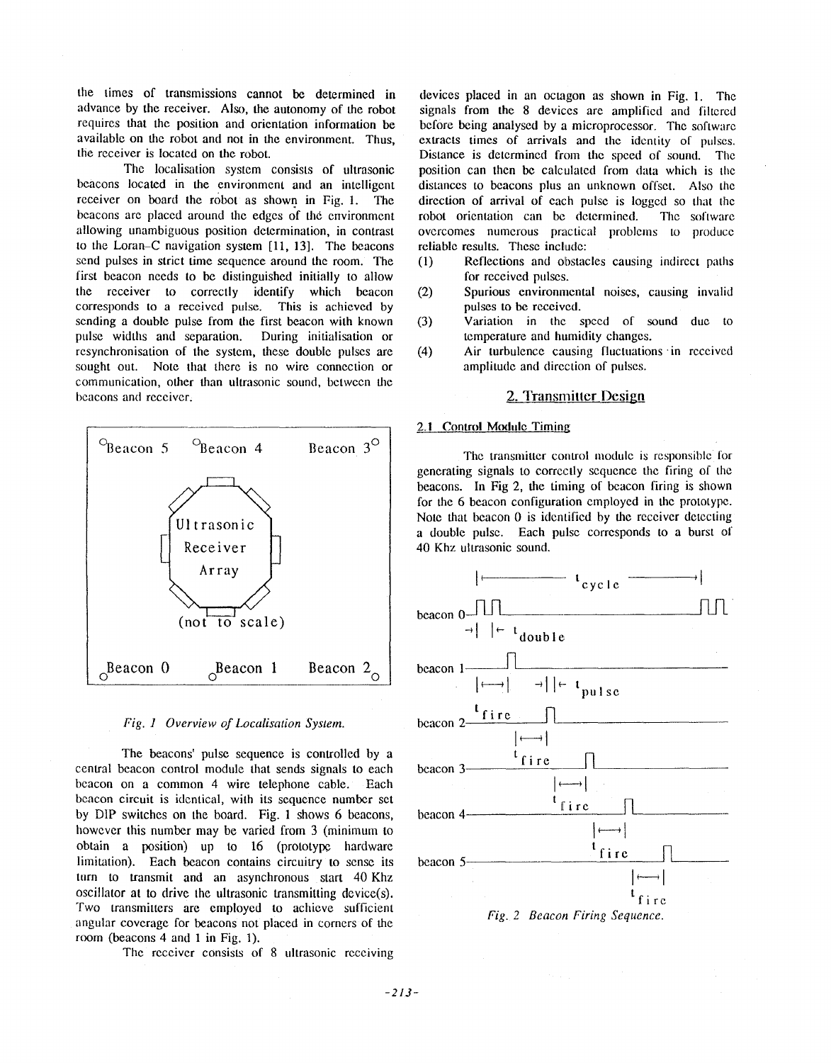the times of transmissions cannot be determined in advance by the receiver. Also, the autonomy of the robot requires that the position and orientation information be available on the robot and not in the environment. Thus, the receiver is located on the robot.

The localisation system consists of ultrasonic beacons located in the environment and an intelligent receiver on board the robot as shown in Fig. 1. The beacons are placed around the edges of the environment allowing unambiguous position determination, in contrast to the Loran-C navigation system [11, 13]. The beacons send pulses in strict time sequence around the room. The first beacon needs to be distinguished initially to allow the receiver to correctly identify which beacon corresponds to a received pulse. This is achieved by sending a double pulse from the first beacon with known pulse widths and separation. During initialisation or resynchronisation of the system, these double pulses are sought out. Note that there is no wire connection or communication, other than ultrasonic sound, between the beacons and receiver.

*Fig. 1 Overview of Localisation System.*

The beacons' pulse sequence is controlled by a central beacon control module that sends signals to each beacon on a common 4 wire telephone cable. Each beacon circuit is identical, with its sequence number set by DIP switches on the board. Fig. 1 shows 6 beacons, however this number may be varied from 3 (minimum to obtain a position) up to 16 (prototype hardware limitation). Each beacon contains circuitry to sense its turn to transmit and an asynchronous start 40 Khz oscillator at to drive the ultrasonic transmitting device(s). Two transmitters are employed to achieve sufficient angular coverage for beacons not placed in corners of the room (beacons 4 and 1 in Fig. 1).

The receiver consists of 8 ultrasonic receiving devices placed in an octagon as shown in Fig. 1. The signals from the 8 devices are amplified and filtered before being analysed by a microprocessor. The software extracts times of arrivals and the identity of pulses. Distance is determined from the speed of sound. The position can then be calculated from data which is the distances to beacons plus an unknown offset. Also the direction of arrival of each pulse is logged so that the robot orientation can be determined. The software overcomes numerous practical problems to produce reliable results. These include:

(1) Reflections and obstacles causing indirect paths for received pulses.
(2) Spurious environmental noises, causing invalid pulses to be received.
(3) Variation in the speed of sound due to temperature and humidity changes.
(4) Air turbulence causing fluctuations in received amplitude and direction of pulses.

## 2. Transmitter Design

### 2.1 Control Module Timing

The transmitter control module is responsible for generating signals to correctly sequence the firing of the beacons. In Fig 2, the timing of beacon firing is shown for the 6 beacon configuration employed in the prototype. Note that beacon 0 is identified by the receiver detecting a double pulse. Each pulse corresponds to a burst of 40 Khz ultrasonic sound.

*Fig. 2 Beacon Firing Sequence.*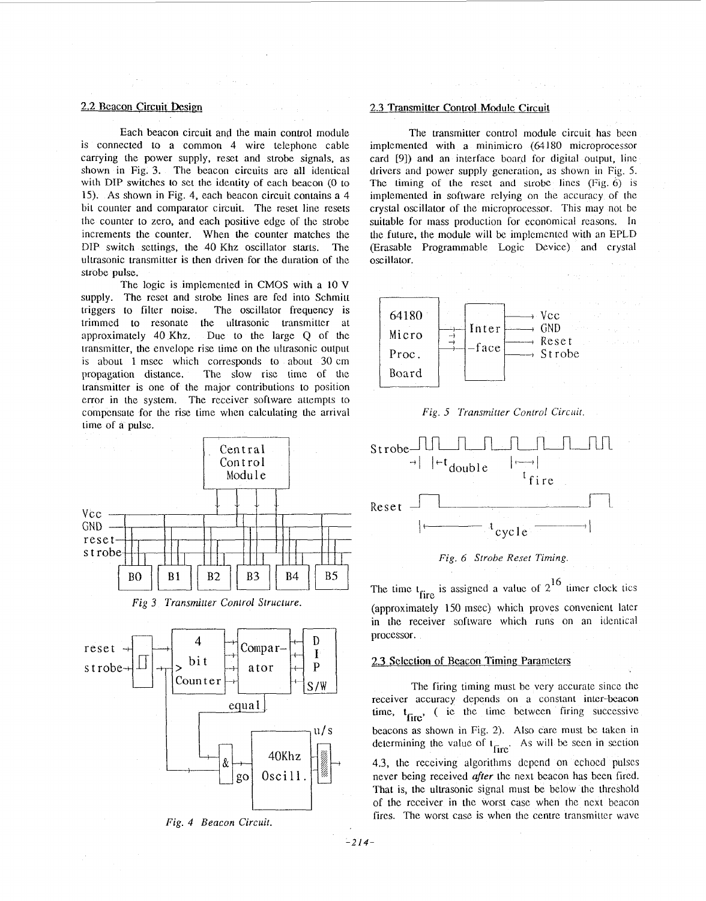## 2.2 Beacon Circuit Design

Each beacon circuit and the main control module is connected to a common 4 wire telephone cable carrying the power supply, reset and strobe signals, as shown in Fig. 3. The beacon circuits are all identical with DIP switches to set the identity of each beacon (0 to 15). As shown in Fig. 4, each beacon circuit contains a 4 bit counter and comparator circuit. The reset line resets the counter to zero, and each positive edge of the strobe increments the counter. When the counter matches the DIP switch settings, the 40 Khz oscillator starts. The ultrasonic transmitter is then driven for the duration of the strobe pulse.

The logic is implemented in CMOS with a 10 V supply. The reset and strobe lines are fed into Schmitt triggers to filter noise. The oscillator frequency is trimmed to resonate the ultrasonic transmitter at approximately 40 Khz. Due to the large Q of the transmitter, the envelope rise time on the ultrasonic output is about 1 msec which corresponds to about 30 cm propagation distance. The slow rise time of the transmitter is one of the major contributions to position error in the system. The receiver software attempts to compensate for the rise time when calculating the arrival time of a pulse.

*Fig 3 Transmitter Control Structure.*

*Fig. 4 Beacon Circuit.*

## 2.3 Transmitter Control Module Circuit

The transmitter control module circuit has been implemented with a minimicro (64180 microprocessor card [9]) and an interface board for digital output, line drivers and power supply generation, as shown in Fig. 5. The timing of the reset and strobe lines (Fig. 6) is implemented in software relying on the accuracy of the crystal oscillator of the microprocessor. This may not be suitable for mass production for economical reasons. In the future, the module will be implemented with an EPLD (Erasable Programmable Logic Device) and crystal oscillator.

*Fig. 5 Transmitter Control Circuit.*

*Fig. 6 Strobe Reset Timing.*

The time $t_{fire}$ is assigned a value of $2^{16}$ timer clock tics (approximately 150 msec) which proves convenient later in the receiver software which runs on an identical processor.

## 2.3 Selection of Beacon Timing Parameters

The firing timing must be very accurate since the receiver accuracy depends on a constant inter-beacon time, $t_{fire}$, ( ie the time between firing successive beacons as shown in Fig. 2). Also care must be taken in determining the value of $t_{fire}$. As will be seen in section 4.3, the receiving algorithms depend on echoed pulses never being received ***after*** the next beacon has been fired. That is, the ultrasonic signal must be below the threshold of the receiver in the worst case when the next beacon fires. The worst case is when the centre transmitter wave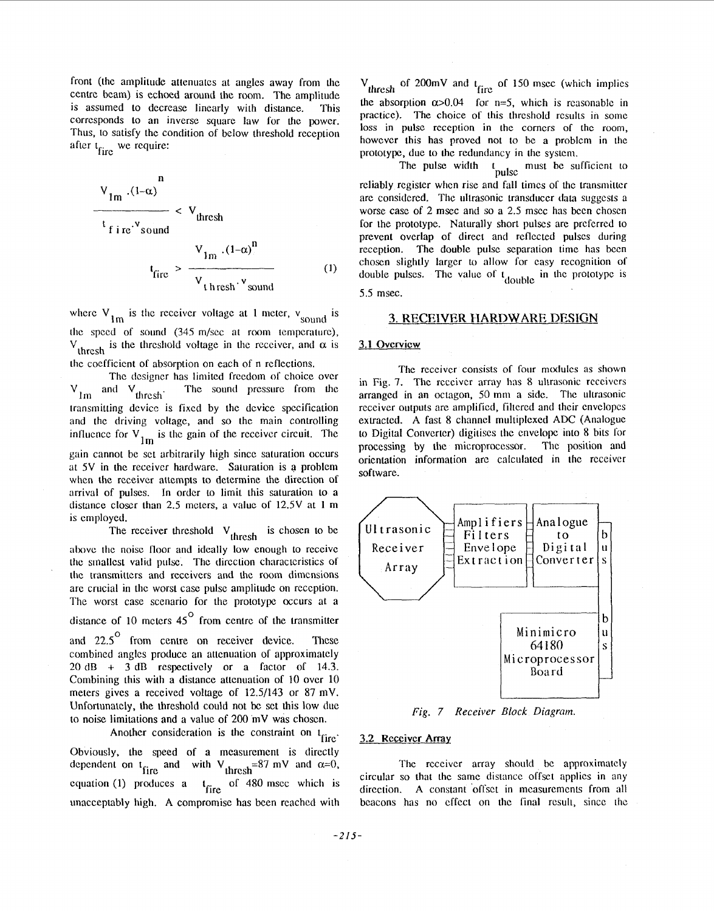front (the amplitude attenuates at angles away from the centre beam) is echoed around the room. The amplitude is assumed to decrease linearly with distance. This corresponds to an inverse square law for the power. Thus, to satisfy the condition of below threshold reception after $t_{fire}$ we require:

$$\frac{V_{1m} \cdot (1-\alpha)^n}{t_{fire} \cdot v_{sound}} < V_{thresh}$$

$$t_{fire} > \frac{V_{1m} \cdot (1-\alpha)^n}{V_{thresh} \cdot v_{sound}} \qquad (1)$$

where $V_{1m}$ is the receiver voltage at 1 meter, $v_{sound}$ is the speed of sound (345 m/sec at room temperature), $V_{thresh}$ is the threshold voltage in the receiver, and $\alpha$ is the coefficient of absorption on each of n reflections.

The designer has limited freedom of choice over $V_{1m}$ and $V_{thresh}$. The sound pressure from the transmitting device is fixed by the device specification and the driving voltage, and so the main controlling influence for $V_{1m}$ is the gain of the receiver circuit. The gain cannot be set arbitrarily high since saturation occurs at 5V in the receiver hardware. Saturation is a problem when the receiver attempts to determine the direction of arrival of pulses. In order to limit this saturation to a distance closer than 2.5 meters, a value of 12.5V at 1 m is employed.

The receiver threshold $V_{thresh}$ is chosen to be above the noise floor and ideally low enough to receive the smallest valid pulse. The direction characteristics of the transmitters and receivers and the room dimensions are crucial in the worst case pulse amplitude on reception. The worst case scenario for the prototype occurs at a distance of 10 meters 45° from centre of the transmitter and 22.5° from centre on receiver device. These combined angles produce an attenuation of approximately 20 dB + 3 dB respectively or a factor of 14.3. Combining this with a distance attenuation of 10 over 10 meters gives a received voltage of 12.5/143 or 87 mV. Unfortunately, the threshold could not be set this low due to noise limitations and a value of 200 mV was chosen.

Another consideration is the constraint on $t_{fire}$. Obviously, the speed of a measurement is directly dependent on $t_{fire}$ and with $V_{thresh}$=87 mV and $\alpha$=0, equation (1) produces a $t_{fire}$ of 480 msec which is unacceptably high. A compromise has been reached with $V_{thresh}$ of 200mV and $t_{fire}$ of 150 msec (which implies the absorption $\alpha$>0.04 for n=5, which is reasonable in practice). The choice of this threshold results in some loss in pulse reception in the corners of the room, however this has proved not to be a problem in the prototype, due to the redundancy in the system.

The pulse width $t_{pulse}$ must be sufficient to reliably register when rise and fall times of the transmitter are considered. The ultrasonic transducer data suggests a worse case of 2 msec and so a 2.5 msec has been chosen for the prototype. Naturally short pulses are preferred to prevent overlap of direct and reflected pulses during reception. The double pulse separation time has been chosen slightly larger to allow for easy recognition of double pulses. The value of $t_{double}$ in the prototype is 5.5 msec.

## 3. RECEIVER HARDWARE DESIGN

### 3.1 Overview

The receiver consists of four modules as shown in Fig. 7. The receiver array has 8 ultrasonic receivers arranged in an octagon, 50 mm a side. The ultrasonic receiver outputs are amplified, filtered and their envelopes extracted. A fast 8 channel multiplexed ADC (Analogue to Digital Converter) digitises the envelope into 8 bits for processing by the microprocessor. The position and orientation information are calculated in the receiver software.

*Fig. 7 Receiver Block Diagram.*

### 3.2 Receiver Array

The receiver array should be approximately circular so that the same distance offset applies in any direction. A constant offset in measurements from all beacons has no effect on the final result, since the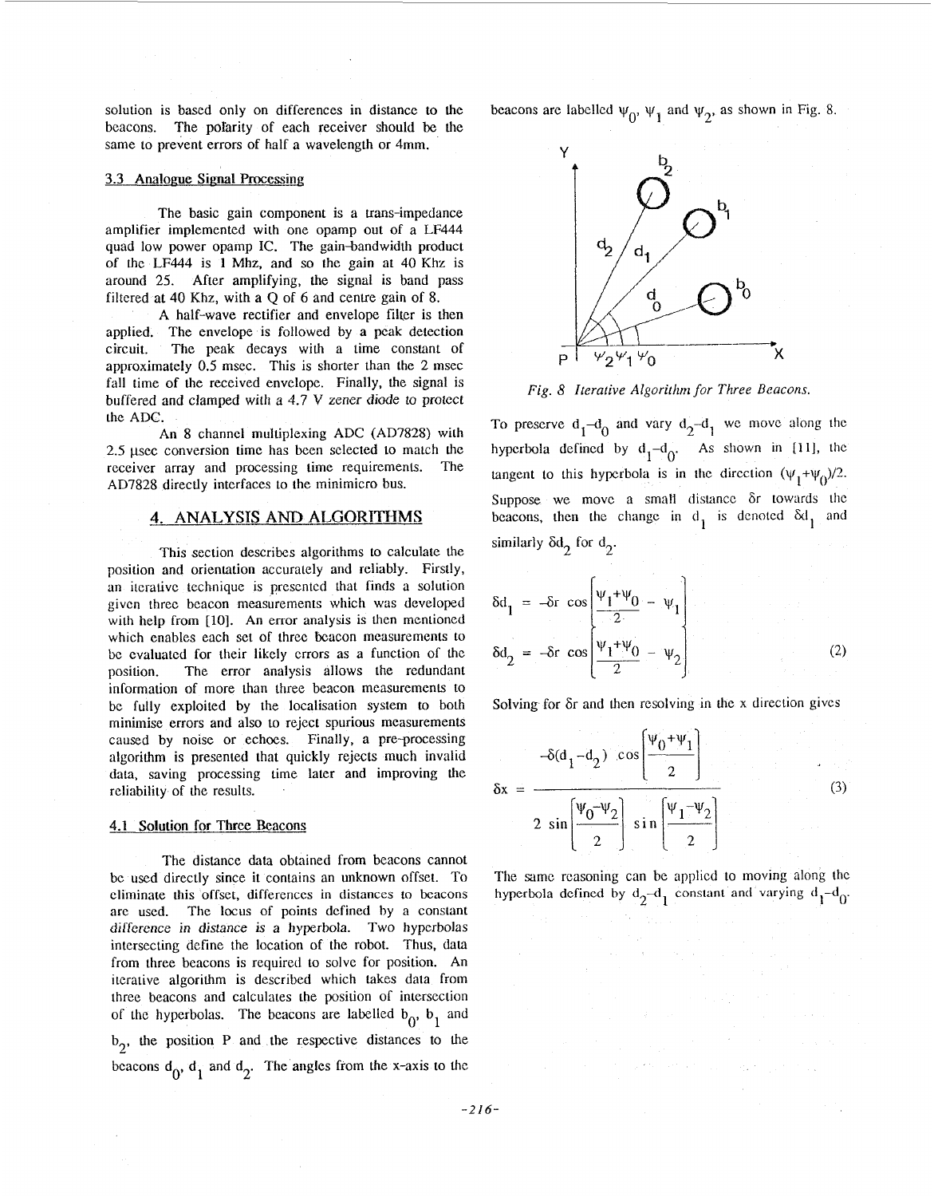solution is based only on differences in distance to the beacons. The polarity of each receiver should be the same to prevent errors of half a wavelength or 4mm.

### 3.3 Analogue Signal Processing

The basic gain component is a trans-impedance amplifier implemented with one opamp out of a LF444 quad low power opamp IC. The gain-bandwidth product of the LF444 is 1 Mhz, and so the gain at 40 Khz is around 25. After amplifying, the signal is band pass filtered at 40 Khz, with a Q of 6 and centre gain of 8.

A half-wave rectifier and envelope filter is then applied. The envelope is followed by a peak detection circuit. The peak decays with a time constant of approximately 0.5 msec. This is shorter than the 2 msec fall time of the received envelope. Finally, the signal is buffered and clamped with a 4.7 V zener diode to protect the ADC.

An 8 channel multiplexing ADC (AD7828) with 2.5 μsec conversion time has been selected to match the receiver array and processing time requirements. The AD7828 directly interfaces to the minimicro bus.

## 4. ANALYSIS AND ALGORITHMS

This section describes algorithms to calculate the position and orientation accurately and reliably. Firstly, an iterative technique is presented that finds a solution given three beacon measurements which was developed with help from [10]. An error analysis is then mentioned which enables each set of three beacon measurements to be evaluated for their likely errors as a function of the position. The error analysis allows the redundant information of more than three beacon measurements to be fully exploited by the localisation system to both minimise errors and also to reject spurious measurements caused by noise or echoes. Finally, a pre-processing algorithm is presented that quickly rejects much invalid data, saving processing time later and improving the reliability of the results.

### 4.1 Solution for Three Beacons

The distance data obtained from beacons cannot be used directly since it contains an unknown offset. To eliminate this offset, differences in distances to beacons are used. The locus of points defined by a constant difference in distance is a hyperbola. Two hyperbolas intersecting define the location of the robot. Thus, data from three beacons is required to solve for position. An iterative algorithm is described which takes data from three beacons and calculates the position of intersection of the hyperbolas. The beacons are labelled $b_0$, $b_1$ and $b_2$, the position P and the respective distances to the beacons $d_0$, $d_1$ and $d_2$. The angles from the x-axis to the beacons are labelled $\psi_0$, $\psi_1$ and $\psi_2$, as shown in Fig. 8.

*Fig. 8 Iterative Algorithm for Three Beacons.*

To preserve $d_1-d_0$ and vary $d_2-d_1$ we move along the hyperbola defined by $d_1-d_0$. As shown in [11], the tangent to this hyperbola is in the direction $(\psi_1+\psi_0)/2$. Suppose we move a small distance $\delta r$ towards the beacons, then the change in $d_1$ is denoted $\delta d_1$ and similarly $\delta d_2$ for $d_2$.

$$\delta d_1 = -\delta r \cos\left[\frac{\psi_1+\psi_0}{2} - \psi_1\right]$$

$$\delta d_2 = -\delta r \cos\left[\frac{\psi_1+\psi_0}{2} - \psi_2\right] \tag{2}$$

Solving for $\delta r$ and then resolving in the x direction gives

$$\delta x = \frac{-\delta(d_1-d_2)\cos\left[\dfrac{\psi_0+\psi_1}{2}\right]}{2\sin\left[\dfrac{\psi_0-\psi_2}{2}\right]\sin\left[\dfrac{\psi_1-\psi_2}{2}\right]} \tag{3}$$

The same reasoning can be applied to moving along the hyperbola defined by $d_2-d_1$ constant and varying $d_1-d_0$.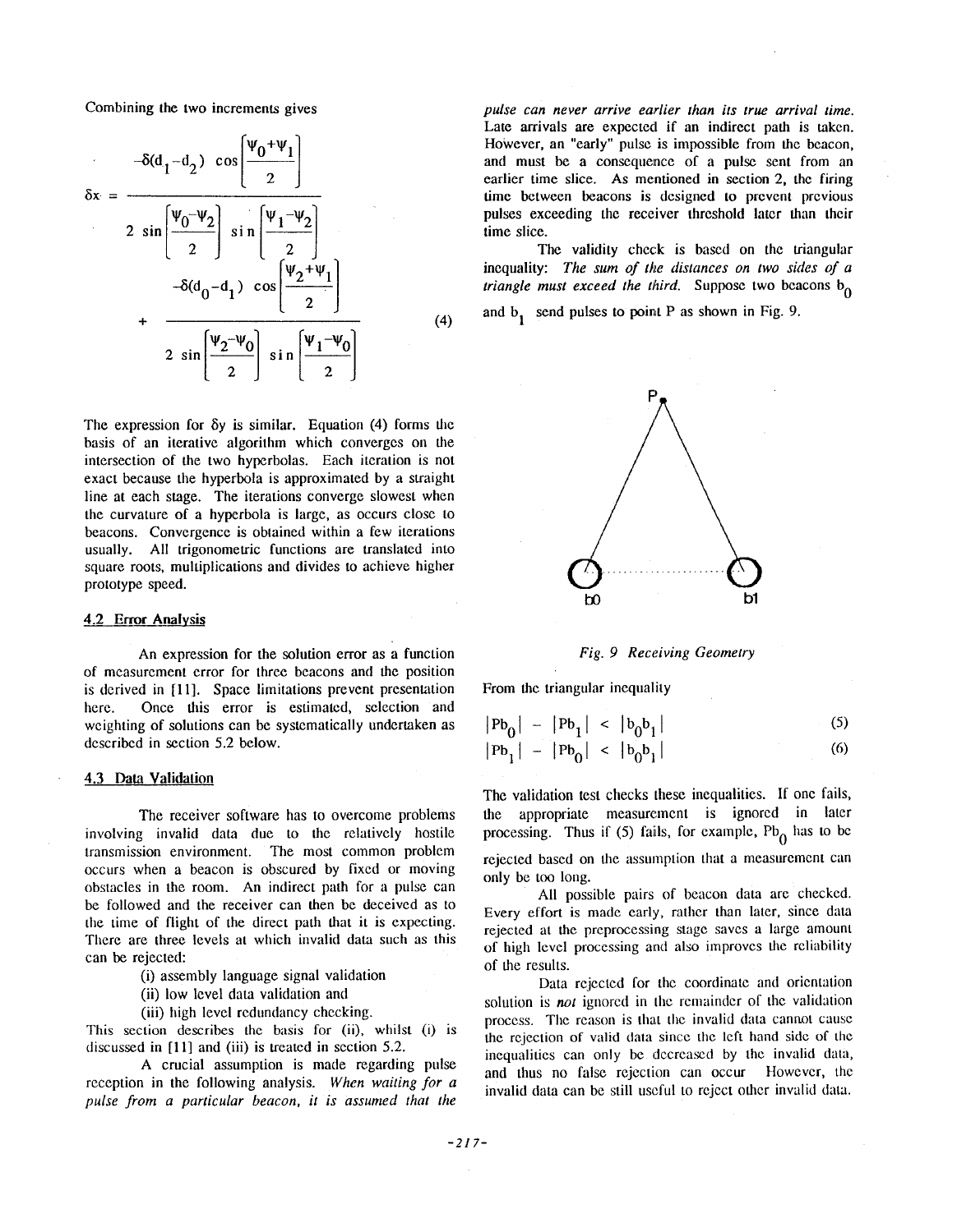Combining the two increments gives

$$\delta x = \frac{-\delta(d_1-d_2)\cos\left[\frac{\psi_0+\psi_1}{2}\right]}{2\sin\left[\frac{\psi_0-\psi_2}{2}\right]\sin\left[\frac{\psi_1-\psi_2}{2}\right]} + \frac{-\delta(d_0-d_1)\cos\left[\frac{\psi_2+\psi_1}{2}\right]}{2\sin\left[\frac{\psi_2-\psi_0}{2}\right]\sin\left[\frac{\psi_1-\psi_0}{2}\right]} \tag{4}$$

The expression for $\delta y$ is similar. Equation (4) forms the basis of an iterative algorithm which converges on the intersection of the two hyperbolas. Each iteration is not exact because the hyperbola is approximated by a straight line at each stage. The iterations converge slowest when the curvature of a hyperbola is large, as occurs close to beacons. Convergence is obtained within a few iterations usually. All trigonometric functions are translated into square roots, multiplications and divides to achieve higher prototype speed.

### 4.2 Error Analysis

An expression for the solution error as a function of measurement error for three beacons and the position is derived in [11]. Space limitations prevent presentation here. Once this error is estimated, selection and weighting of solutions can be systematically undertaken as described in section 5.2 below.

### 4.3 Data Validation

The receiver software has to overcome problems involving invalid data due to the relatively hostile transmission environment. The most common problem occurs when a beacon is obscured by fixed or moving obstacles in the room. An indirect path for a pulse can be followed and the receiver can then be deceived as to the time of flight of the direct path that it is expecting. There are three levels at which invalid data such as this can be rejected:

(i) assembly language signal validation

(ii) low level data validation and

(iii) high level redundancy checking.

This section describes the basis for (ii), whilst (i) is discussed in [11] and (iii) is treated in section 5.2.

A crucial assumption is made regarding pulse reception in the following analysis. *When waiting for a pulse from a particular beacon, it is assumed that the pulse can never arrive earlier than its true arrival time.* Late arrivals are expected if an indirect path is taken. However, an "early" pulse is impossible from the beacon, and must be a consequence of a pulse sent from an earlier time slice. As mentioned in section 2, the firing time between beacons is designed to prevent previous pulses exceeding the receiver threshold later than their time slice.

The validity check is based on the triangular inequality: *The sum of the distances on two sides of a triangle must exceed the third.* Suppose two beacons $b_0$ and $b_1$ send pulses to point P as shown in Fig. 9.

*Fig. 9 Receiving Geometry*

From the triangular inequality

$$|Pb_0| - |Pb_1| < |b_0b_1| \tag{5}$$

$$|Pb_1| - |Pb_0| < |b_0b_1| \tag{6}$$

The validation test checks these inequalities. If one fails, the appropriate measurement is ignored in later processing. Thus if (5) fails, for example, $Pb_0$ has to be rejected based on the assumption that a measurement can only be too long.

All possible pairs of beacon data are checked. Every effort is made early, rather than later, since data rejected at the preprocessing stage saves a large amount of high level processing and also improves the reliability of the results.

Data rejected for the coordinate and orientation solution is *not* ignored in the remainder of the validation process. The reason is that the invalid data cannot cause the rejection of valid data since the left hand side of the inequalities can only be decreased by the invalid data, and thus no false rejection can occur However, the invalid data can be still useful to reject other invalid data.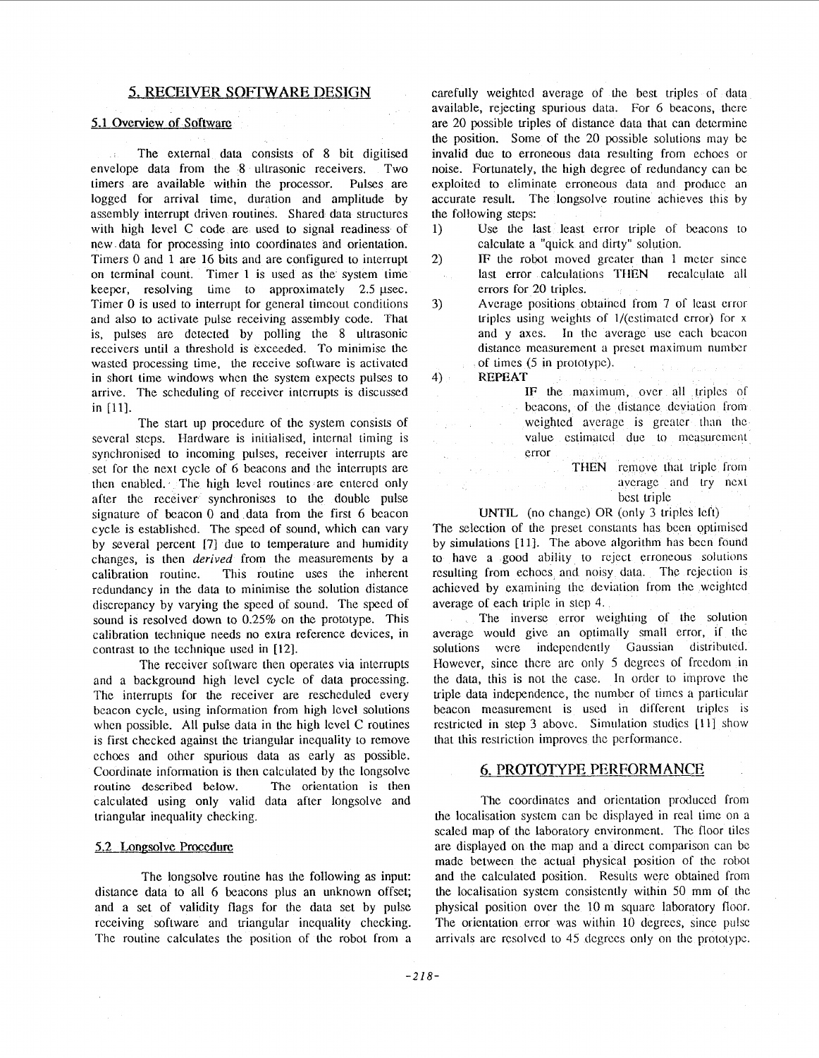## 5. RECEIVER SOFTWARE DESIGN

### 5.1 Overview of Software

The external data consists of 8 bit digitised envelope data from the 8 ultrasonic receivers. Two timers are available within the processor. Pulses are logged for arrival time, duration and amplitude by assembly interrupt driven routines. Shared data structures with high level C code are used to signal readiness of new data for processing into coordinates and orientation. Timers 0 and 1 are 16 bits and are configured to interrupt on terminal count. Timer 1 is used as the system time keeper, resolving time to approximately 2.5 μsec. Timer 0 is used to interrupt for general timeout conditions and also to activate pulse receiving assembly code. That is, pulses are detected by polling the 8 ultrasonic receivers until a threshold is exceeded. To minimise the wasted processing time, the receive software is activated in short time windows when the system expects pulses to arrive. The scheduling of receiver interrupts is discussed in [11].

The start up procedure of the system consists of several steps. Hardware is initialised, internal timing is synchronised to incoming pulses, receiver interrupts are set for the next cycle of 6 beacons and the interrupts are then enabled. The high level routines are entered only after the receiver synchronises to the double pulse signature of beacon 0 and data from the first 6 beacon cycle is established. The speed of sound, which can vary by several percent [7] due to temperature and humidity changes, is then *derived* from the measurements by a calibration routine. This routine uses the inherent redundancy in the data to minimise the solution distance discrepancy by varying the speed of sound. The speed of sound is resolved down to 0.25% on the prototype. This calibration technique needs no extra reference devices, in contrast to the technique used in [12].

The receiver software then operates via interrupts and a background high level cycle of data processing. The interrupts for the receiver are rescheduled every beacon cycle, using information from high level solutions when possible. All pulse data in the high level C routines is first checked against the triangular inequality to remove echoes and other spurious data as early as possible. Coordinate information is then calculated by the longsolve routine described below. The orientation is then calculated using only valid data after longsolve and triangular inequality checking.

### 5.2 Longsolve Procedure

The longsolve routine has the following as input: distance data to all 6 beacons plus an unknown offset; and a set of validity flags for the data set by pulse receiving software and triangular inequality checking. The routine calculates the position of the robot from a carefully weighted average of the best triples of data available, rejecting spurious data. For 6 beacons, there are 20 possible triples of distance data that can determine the position. Some of the 20 possible solutions may be invalid due to erroneous data resulting from echoes or noise. Fortunately, the high degree of redundancy can be exploited to eliminate erroneous data and produce an accurate result. The longsolve routine achieves this by the following steps:

1) Use the last least error triple of beacons to calculate a "quick and dirty" solution.
2) IF the robot moved greater than 1 meter since last error calculations THEN recalculate all errors for 20 triples.
3) Average positions obtained from 7 of least error triples using weights of 1/(estimated error) for x and y axes. In the average use each beacon distance measurement a preset maximum number of times (5 in prototype).
4) **REPEAT**

    IF the maximum, over all triples of beacons, of the distance deviation from weighted average is greater than the value estimated due to measurement error

    THEN remove that triple from average and try next best triple

    **UNTIL** (no change) OR (only 3 triples left)

The selection of the preset constants has been optimised by simulations [11]. The above algorithm has been found to have a good ability to reject erroneous solutions resulting from echoes and noisy data. The rejection is achieved by examining the deviation from the weighted average of each triple in step 4.

The inverse error weighting of the solution average would give an optimally small error, if the solutions were independently Gaussian distributed. However, since there are only 5 degrees of freedom in the data, this is not the case. In order to improve the triple data independence, the number of times a particular beacon measurement is used in different triples is restricted in step 3 above. Simulation studies [11] show that this restriction improves the performance.

## 6. PROTOTYPE PERFORMANCE

The coordinates and orientation produced from the localisation system can be displayed in real time on a scaled map of the laboratory environment. The floor tiles are displayed on the map and a direct comparison can be made between the actual physical position of the robot and the calculated position. Results were obtained from the localisation system consistently within 50 mm of the physical position over the 10 m square laboratory floor. The orientation error was within 10 degrees, since pulse arrivals are resolved to 45 degrees only on the prototype.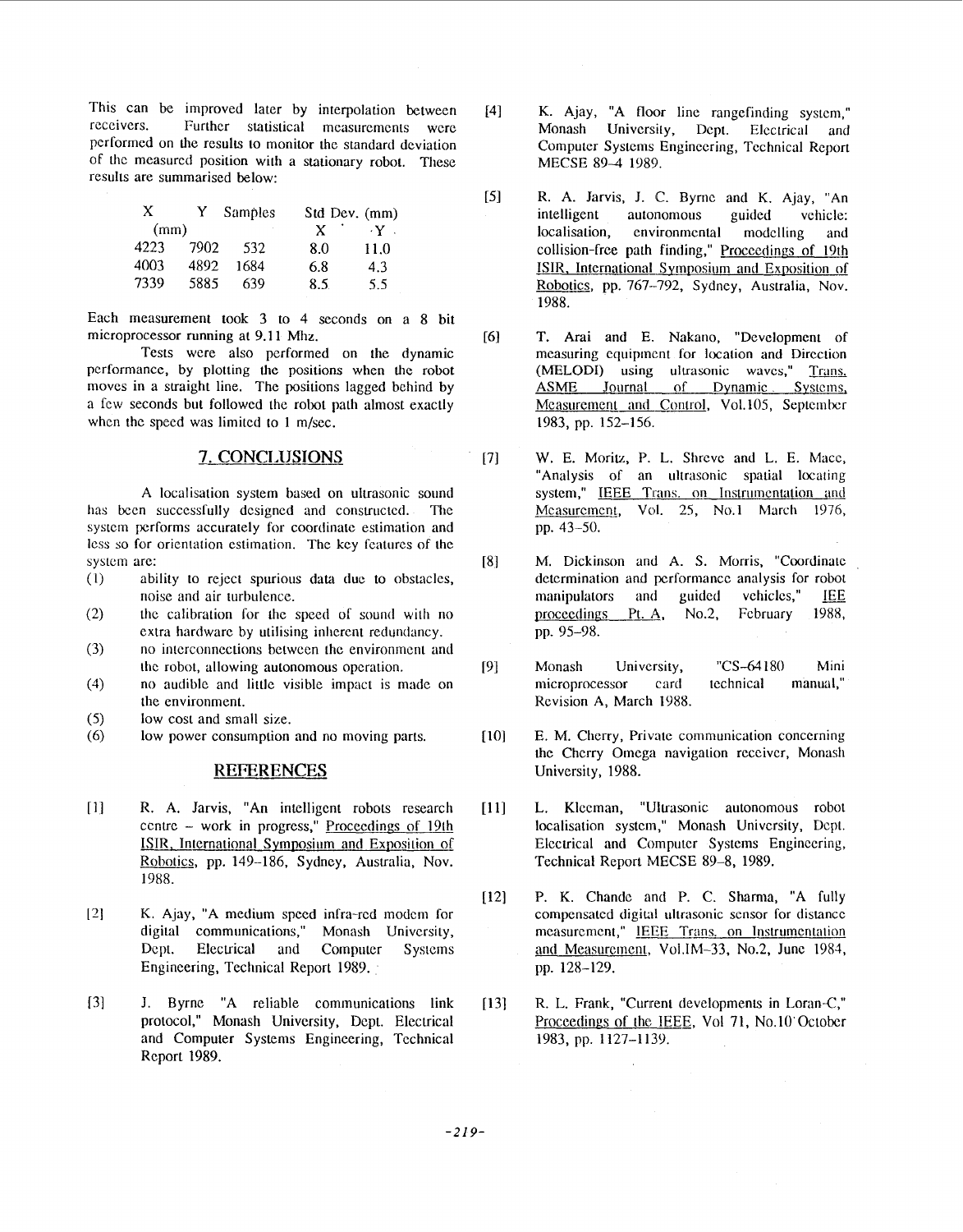This can be improved later by interpolation between receivers. Further statistical measurements were performed on the results to monitor the standard deviation of the measured position with a stationary robot. These results are summarised below:

| X (mm) | Y (mm) | Samples | Std Dev. (mm) X | Std Dev. (mm) Y |
|---|---|---|---|---|
| 4223 | 7902 | 532 | 8.0 | 11.0 |
| 4003 | 4892 | 1684 | 6.8 | 4.3 |
| 7339 | 5885 | 639 | 8.5 | 5.5 |

Each measurement took 3 to 4 seconds on a 8 bit microprocessor running at 9.11 Mhz.

Tests were also performed on the dynamic performance, by plotting the positions when the robot moves in a straight line. The positions lagged behind by a few seconds but followed the robot path almost exactly when the speed was limited to 1 m/sec.

## 7. CONCLUSIONS

A localisation system based on ultrasonic sound has been successfully designed and constructed. The system performs accurately for coordinate estimation and less so for orientation estimation. The key features of the system are:

(1) ability to reject spurious data due to obstacles, noise and air turbulence.
(2) the calibration for the speed of sound with no extra hardware by utilising inherent redundancy.
(3) no interconnections between the environment and the robot, allowing autonomous operation.
(4) no audible and little visible impact is made on the environment.
(5) low cost and small size.
(6) low power consumption and no moving parts.

## REFERENCES

[1] R. A. Jarvis, "An intelligent robots research centre – work in progress," Proceedings of 19th ISIR, International Symposium and Exposition of Robotics, pp. 149–186, Sydney, Australia, Nov. 1988.

[2] K. Ajay, "A medium speed infra-red modem for digital communications," Monash University, Dept. Electrical and Computer Systems Engineering, Technical Report 1989.

[3] J. Byrne "A reliable communications link protocol," Monash University, Dept. Electrical and Computer Systems Engineering, Technical Report 1989.

[4] K. Ajay, "A floor line rangefinding system," Monash University, Dept. Electrical and Computer Systems Engineering, Technical Report MECSE 89–4 1989.

[5] R. A. Jarvis, J. C. Byrne and K. Ajay, "An intelligent autonomous guided vehicle: localisation, environmental modelling and collision-free path finding," Proceedings of 19th ISIR, International Symposium and Exposition of Robotics, pp. 767–792, Sydney, Australia, Nov. 1988.

[6] T. Arai and E. Nakano, "Development of measuring equipment for location and Direction (MELODI) using ultrasonic waves," Trans. ASME Journal of Dynamic Systems, Measurement and Control, Vol.105, September 1983, pp. 152–156.

[7] W. E. Moritz, P. L. Shreve and L. E. Mace, "Analysis of an ultrasonic spatial locating system," IEEE Trans. on Instrumentation and Measurement, Vol. 25, No.1 March 1976, pp. 43–50.

[8] M. Dickinson and A. S. Morris, "Coordinate determination and performance analysis for robot manipulators and guided vehicles," IEE proceedings Pt. A, No.2, February 1988, pp. 95–98.

[9] Monash University, "CS-64180 Mini microprocessor card technical manual," Revision A, March 1988.

[10] E. M. Cherry, Private communication concerning the Cherry Omega navigation receiver, Monash University, 1988.

[11] L. Kleeman, "Ultrasonic autonomous robot localisation system," Monash University, Dept. Electrical and Computer Systems Engineering, Technical Report MECSE 89–8, 1989.

[12] P. K. Chande and P. C. Sharma, "A fully compensated digital ultrasonic sensor for distance measurement," IEEE Trans. on Instrumentation and Measurement, Vol.IM-33, No.2, June 1984, pp. 128–129.

[13] R. L. Frank, "Current developments in Loran-C," Proceedings of the IEEE, Vol 71, No.10 October 1983, pp. 1127–1139.